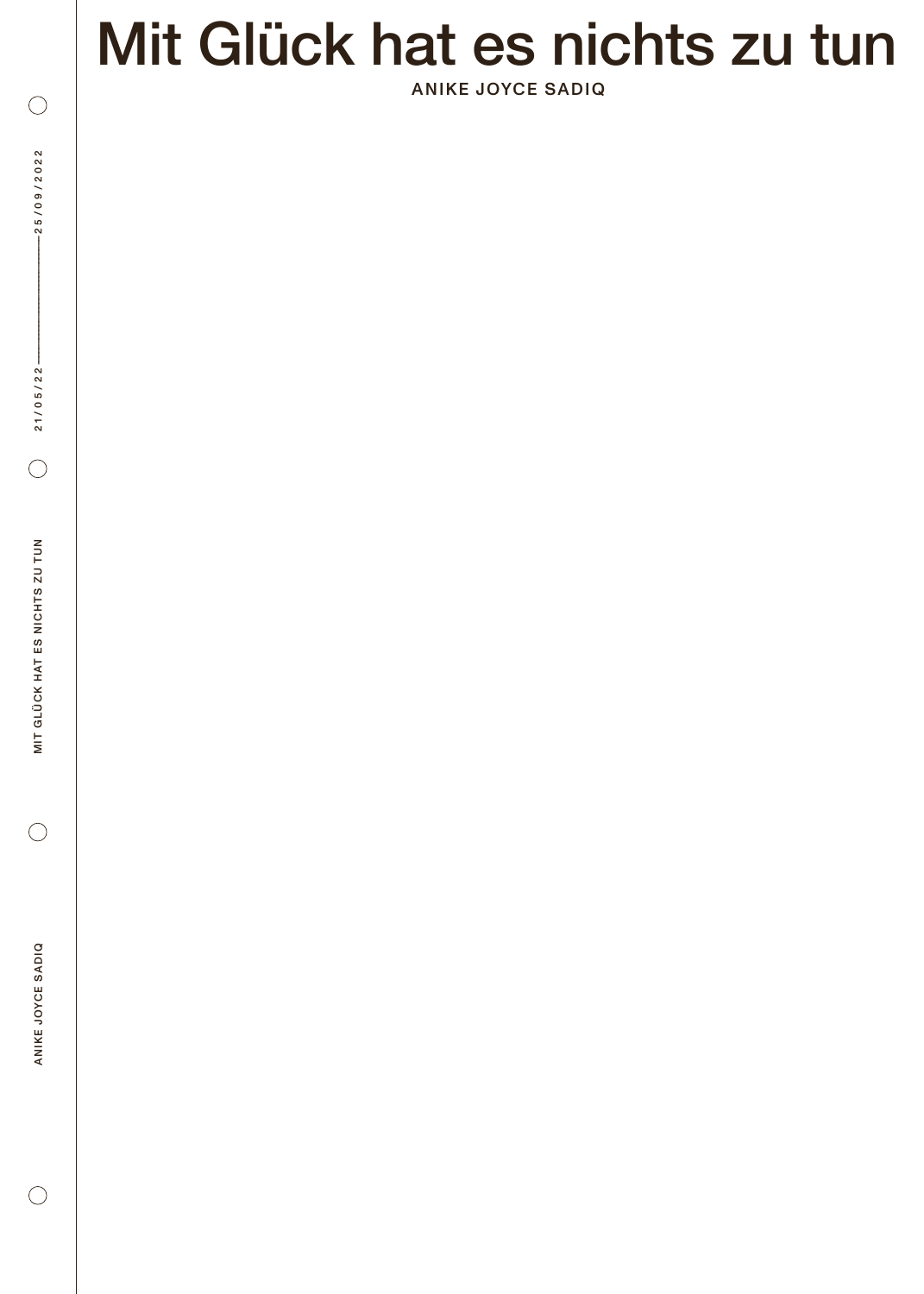# Mit Glück hat es nichts zu tun

**ANIKE JOYCE SADIQ**

21/05/22 — 25/09/2022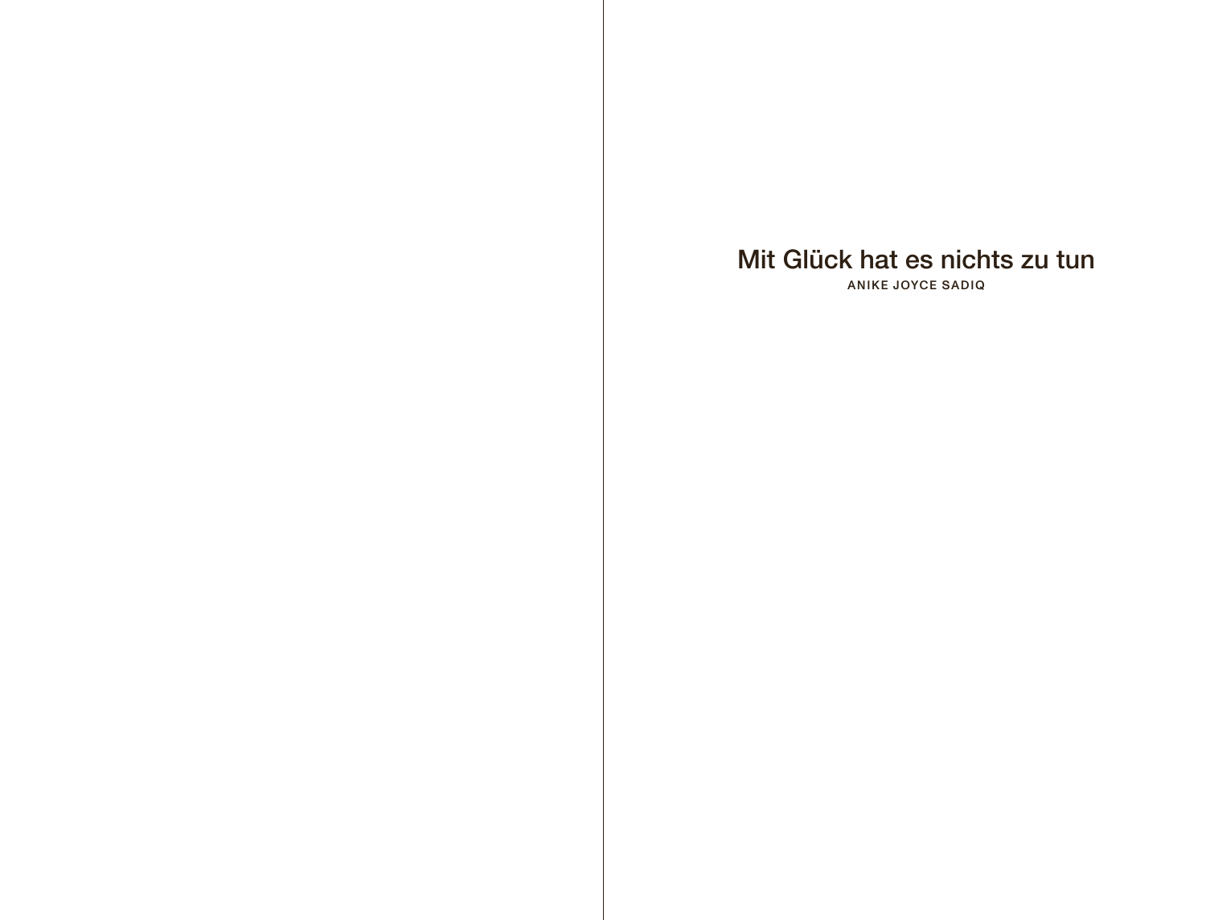# Mit Glück hat es nichts zu tun

**ANIKE JOYCE SADIQ**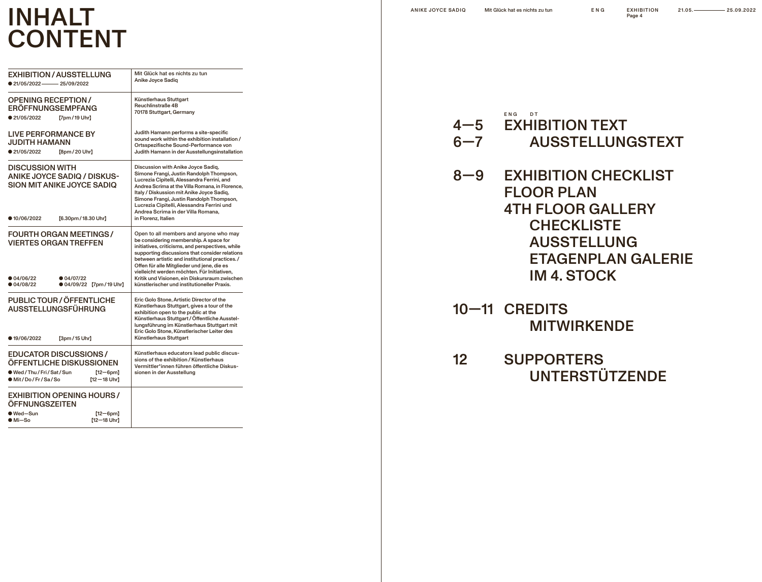# INHALT
# CONTENT

| | |
|---|---|
| **EXHIBITION / AUSSTELLUNG**<br>● 21/05/2022 —— 25/09/2022 | Mit Glück hat es nichts zu tun<br>Anike Joyce Sadiq |
| **OPENING RECEPTION / ERÖFFNUNGSEMPFANG**<br>● 21/05/2022 [7pm / 19 Uhr] | Künstlerhaus Stuttgart<br>Reuchlinstraße 4B<br>70178 Stuttgart, Germany |
| **LIVE PERFORMANCE BY JUDITH HAMANN**<br>● 21/05/2022 [8pm / 20 Uhr] | Judith Hamann performs a site-specific sound work within the exhibition installation / Ortsspezifische Sound-Performance von Judith Hamann in der Ausstellungsinstallation |
| **DISCUSSION WITH ANIKE JOYCE SADIQ / DISKUSSION MIT ANIKE JOYCE SADIQ**<br>● 10/06/2022 [6.30pm / 18.30 Uhr] | Discussion with Anike Joyce Sadiq, Simone Frangi, Justin Randolph Thompson, Lucrezia Cipitelli, Alessandra Ferrini, and Andrea Scrima at the Villa Romana, in Florence, Italy / Diskussion mit Anike Joyce Sadiq, Simone Frangi, Justin Randolph Thompson, Lucrezia Cipitelli, Alessandra Ferrini und Andrea Scrima in der Villa Romana, in Florenz, Italien |
| **FOURTH ORGAN MEETINGS / VIERTES ORGAN TREFFEN**<br>● 04/06/22 ● 04/07/22<br>● 04/08/22 ● 04/09/22 [7pm / 19 Uhr] | Open to all members and anyone who may be considering membership. A space for initiatives, criticisms, and perspectives, while supporting discussions that consider relations between artistic and institutional practices. / Offen für alle Mitglieder und jene, die es vielleicht werden möchten. Für Initiativen, Kritik und Visionen, ein Diskursraum zwischen künstlerischer und institutioneller Praxis. |
| **PUBLIC TOUR / ÖFFENTLICHE AUSSTELLUNGSFÜHRUNG**<br>● 19/06/2022 [3pm / 15 Uhr] | Eric Golo Stone, Artistic Director of the Künstlerhaus Stuttgart, gives a tour of the exhibition open to the public at the Künstlerhaus Stuttgart / Öffentliche Ausstellungsführung im Künstlerhaus Stuttgart mit Eric Golo Stone, Künstlerischer Leiter des Künstlerhaus Stuttgart |
| **EDUCATOR DISCUSSIONS / ÖFFENTLICHE DISKUSSIONEN**<br>● Wed / Thu / Fri / Sat / Sun [12—6pm]<br>● Mit / Do / Fr / Sa / So [12—18 Uhr] | Künstlerhaus educators lead public discussions of the exhibition / Künstlerhaus Vermittler*innen führen öffentliche Diskussionen in der Ausstellung |
| **EXHIBITION OPENING HOURS / ÖFFNUNGSZEITEN**<br>● Wed—Sun [12—6pm]<br>● Mi—So [12—18 Uhr] | |

ENG DT

**4—5** EXHIBITION TEXT
**6—7** AUSSTELLUNGSTEXT

**8—9** EXHIBITION CHECKLIST
FLOOR PLAN
4TH FLOOR GALLERY
CHECKLISTE
AUSSTELLUNG
ETAGENPLAN GALERIE
IM 4. STOCK

**10—11** CREDITS
MITWIRKENDE

**12** SUPPORTERS
UNTERSTÜTZENDE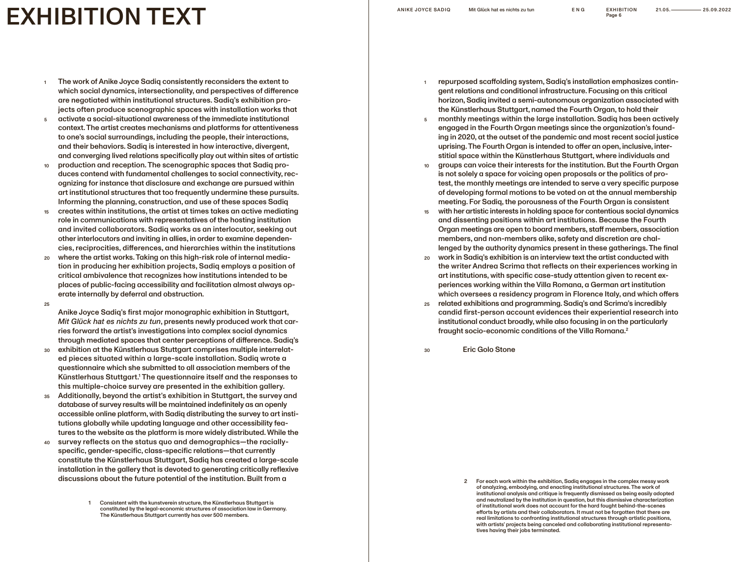# EXHIBITION TEXT

The work of Anike Joyce Sadiq consistently reconsiders the extent to which social dynamics, intersectionality, and perspectives of difference are negotiated within institutional structures. Sadiq's exhibition projects often produce scenographic spaces with installation works that activate a social-situational awareness of the immediate institutional context. The artist creates mechanisms and platforms for attentiveness to one's social surroundings, including the people, their interactions, and their behaviors. Sadiq is interested in how interactive, divergent, and converging lived relations specifically play out within sites of artistic production and reception. The scenographic spaces that Sadiq produces contend with fundamental challenges to social connectivity, recognizing for instance that disclosure and exchange are pursued within art institutional structures that too frequently undermine these pursuits. Informing the planning, construction, and use of these spaces Sadiq creates within institutions, the artist at times takes an active mediating role in communications with representatives of the hosting institution and invited collaborators. Sadiq works as an interlocutor, seeking out other interlocutors and inviting in allies, in order to examine dependencies, reciprocities, differences, and hierarchies within the institutions where the artist works. Taking on this high-risk role of internal mediation in producing her exhibition projects, Sadiq employs a position of critical ambivalence that recognizes how institutions intended to be places of public-facing accessibility and facilitation almost always operate internally by deferral and obstruction.

Anike Joyce Sadiq's first major monographic exhibition in Stuttgart, *Mit Glück hat es nichts zu tun*, presents newly produced work that carries forward the artist's investigations into complex social dynamics through mediated spaces that center perceptions of difference. Sadiq's exhibition at the Künstlerhaus Stuttgart comprises multiple interrelated pieces situated within a large-scale installation. Sadiq wrote a questionnaire which she submitted to all association members of the Künstlerhaus Stuttgart.[1] The questionnaire itself and the responses to this multiple-choice survey are presented in the exhibition gallery. Additionally, beyond the artist's exhibition in Stuttgart, the survey and database of survey results will be maintained indefinitely as an openly accessible online platform, with Sadiq distributing the survey to art institutions globally while updating language and other accessibility features to the website as the platform is more widely distributed. While the survey reflects on the status quo and demographics—the racially-specific, gender-specific, class-specific relations—that currently constitute the Künstlerhaus Stuttgart, Sadiq has created a large-scale installation in the gallery that is devoted to generating critically reflexive discussions about the future potential of the institution. Built from a repurposed scaffolding system, Sadiq's installation emphasizes contingent relations and conditional infrastructure. Focusing on this critical horizon, Sadiq invited a semi-autonomous organization associated with the Künstlerhaus Stuttgart, named the Fourth Organ, to hold their monthly meetings within the large installation. Sadiq has been actively engaged in the Fourth Organ meetings since the organization's founding in 2020, at the outset of the pandemic and most recent social justice uprising. The Fourth Organ is intended to offer an open, inclusive, interstitial space within the Künstlerhaus Stuttgart, where individuals and groups can voice their interests for the institution. But the Fourth Organ is not solely a space for voicing open proposals or the politics of protest, the monthly meetings are intended to serve a very specific purpose of developing formal motions to be voted on at the annual membership meeting. For Sadiq, the porousness of the Fourth Organ is consistent with her artistic interests in holding space for contentious social dynamics and dissenting positions within art institutions. Because the Fourth Organ meetings are open to board members, staff members, association members, and non-members alike, safety and discretion are challenged by the authority dynamics present in these gatherings. The final work in Sadiq's exhibition is an interview text the artist conducted with the writer Andrea Scrima that reflects on their experiences working in art institutions, with specific case-study attention given to recent experiences working within the Villa Romana, a German art institution which oversees a residency program in Florence Italy, and which offers related exhibitions and programming. Sadiq's and Scrima's incredibly candid first-person account evidences their experiential research into institutional conduct broadly, while also focusing in on the particularly fraught socio-economic conditions of the Villa Romana.[2]

Eric Golo Stone

1 Consistent with the kunstverein structure, the Künstlerhaus Stuttgart is constituted by the legal-economic structures of association law in Germany. The Künstlerhaus Stuttgart currently has over 500 members.

2 For each work within the exhibition, Sadiq engages in the complex messy work of analyzing, embodying, and enacting institutional structures. The work of institutional analysis and critique is frequently dismissed as being easily adopted and neutralized by the institution in question, but this dismissive characterization of institutional work does not account for the hard fought behind-the-scenes efforts by artists and their collaborators. It must not be forgotten that there are real limitations to confronting institutional structures through artistic positions, with artists' projects being canceled and collaborating institutional representatives having their jobs terminated.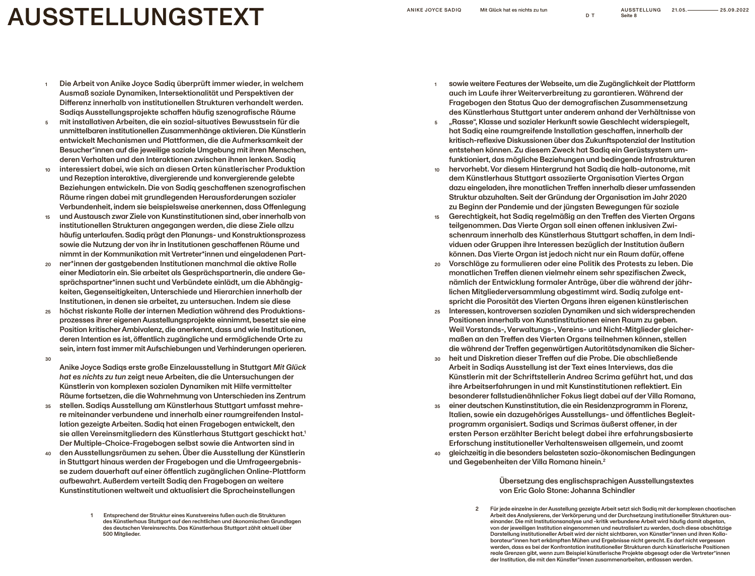# AUSSTELLUNGSTEXT

Die Arbeit von Anike Joyce Sadiq überprüft immer wieder, in welchem Ausmaß soziale Dynamiken, Intersektionalität und Perspektiven der Differenz innerhalb von institutionellen Strukturen verhandelt werden. Sadiqs Ausstellungsprojekte schaffen häufig szenografische Räume mit installativen Arbeiten, die ein sozial-situatives Bewusstsein für die unmittelbaren institutionellen Zusammenhänge aktivieren. Die Künstlerin entwickelt Mechanismen und Plattformen, die die Aufmerksamkeit der Besucher*innen auf die jeweilige soziale Umgebung mit ihren Menschen, deren Verhalten und den Interaktionen zwischen ihnen lenken. Sadiq interessiert dabei, wie sich an diesen Orten künstlerischer Produktion und Rezeption interaktive, divergierende und konvergierende gelebte Beziehungen entwickeln. Die von Sadiq geschaffenen szenografischen Räume ringen dabei mit grundlegenden Herausforderungen sozialer Verbundenheit, indem sie beispielsweise anerkennen, dass Offenlegung und Austausch zwar Ziele von Kunstinstitutionen sind, aber innerhalb von institutionellen Strukturen angegangen werden, die diese Ziele allzu häufig unterlaufen. Sadiq prägt den Planungs- und Konstruktionsprozess sowie die Nutzung der von ihr in Institutionen geschaffenen Räume und nimmt in der Kommunikation mit Vertreter*innen und eingeladenen Partner*innen der gastgebenden Institutionen manchmal die aktive Rolle einer Mediatorin ein. Sie arbeitet als Gesprächspartnerin, die andere Gesprächspartner*innen sucht und Verbündete einlädt, um die Abhängigkeiten, Gegenseitigkeiten, Unterschiede und Hierarchien innerhalb der Institutionen, in denen sie arbeitet, zu untersuchen. Indem sie diese höchst riskante Rolle der internen Mediation während des Produktionsprozesses ihrer eigenen Ausstellungsprojekte einnimmt, besetzt sie eine Position kritischer Ambivalenz, die anerkennt, dass und wie Institutionen, deren Intention es ist, öffentlich zugängliche und ermöglichende Orte zu sein, intern fast immer mit Aufschiebungen und Verhinderungen operieren.

Anike Joyce Sadiqs erste große Einzelausstellung in Stuttgart *Mit Glück hat es nichts zu tun* zeigt neue Arbeiten, die die Untersuchungen der Künstlerin von komplexen sozialen Dynamiken mit Hilfe vermittelter Räume fortsetzen, die die Wahrnehmung von Unterschieden ins Zentrum stellen. Sadiqs Ausstellung am Künstlerhaus Stuttgart umfasst mehrere miteinander verbundene und innerhalb einer raumgreifenden Installation gezeigte Arbeiten. Sadiq hat einen Fragebogen entwickelt, den sie allen Vereinsmitgliedern des Künstlerhaus Stuttgart geschickt hat.[1] Der Multiple-Choice-Fragebogen selbst sowie die Antworten sind in den Ausstellungsräumen zu sehen. Über die Ausstellung der Künstlerin in Stuttgart hinaus werden der Fragebogen und die Umfrageergebnisse zudem dauerhaft auf einer öffentlich zugänglichen Online-Plattform aufbewahrt. Außerdem verteilt Sadiq den Fragebogen an weitere Kunstinstitutionen weltweit und aktualisiert die Spracheinstellungen sowie weitere Features der Webseite, um die Zugänglichkeit der Plattform auch im Laufe ihrer Weiterverbreitung zu garantieren. Während der Fragebogen den Status Quo der demografischen Zusammensetzung des Künstlerhaus Stuttgart unter anderem anhand der Verhältnisse von „Rasse“, Klasse und sozialer Herkunft sowie Geschlecht widerspiegelt, hat Sadiq eine raumgreifende Installation geschaffen, innerhalb der kritisch-reflexive Diskussionen über das Zukunftspotenzial der Institution entstehen können. Zu diesem Zweck hat Sadiq ein Gerüstsystem umfunktioniert, das mögliche Beziehungen und bedingende Infrastrukturen hervorhebt. Vor diesem Hintergrund hat Sadiq die halb-autonome, mit dem Künstlerhaus Stuttgart assoziierte Organisation Viertes Organ dazu eingeladen, ihre monatlichen Treffen innerhalb dieser umfassenden Struktur abzuhalten. Seit der Gründung der Organisation im Jahr 2020 zu Beginn der Pandemie und der jüngsten Bewegungen für soziale Gerechtigkeit, hat Sadiq regelmäßig an den Treffen des Vierten Organs teilgenommen. Das Vierte Organ soll einen offenen inklusiven Zwischenraum innerhalb des Künstlerhaus Stuttgart schaffen, in dem Individuen oder Gruppen ihre Interessen bezüglich der Institution äußern können. Das Vierte Organ ist jedoch nicht nur ein Raum dafür, offene Vorschläge zu formulieren oder eine Politik des Protests zu leben. Die monatlichen Treffen dienen vielmehr einem sehr spezifischen Zweck, nämlich der Entwicklung formaler Anträge, über die während der jährlichen Mitgliederversammlung abgestimmt wird. Sadiq zufolge entspricht die Porosität des Vierten Organs ihren eigenen künstlerischen Interessen, kontroversen sozialen Dynamiken und sich widersprechenden Positionen innerhalb von Kunstinstitutionen einen Raum zu geben. Weil Vorstands-, Verwaltungs-, Vereins- und Nicht-Mitglieder gleichermaßen an den Treffen des Vierten Organs teilnehmen können, stellen die während der Treffen gegenwärtigen Autoritätsdynamiken die Sicherheit und Diskretion dieser Treffen auf die Probe. Die abschließende Arbeit in Sadiqs Ausstellung ist der Text eines Interviews, das die Künstlerin mit der Schriftstellerin Andrea Scrima geführt hat, und das ihre Arbeitserfahrungen in und mit Kunstinstitutionen reflektiert. Ein besonderer fallstudienähnlicher Fokus liegt dabei auf der Villa Romana, einer deutschen Kunstinstitution, die ein Residenzprogramm in Florenz, Italien, sowie ein dazugehöriges Ausstellungs- und öffentliches Begleitprogramm organisiert. Sadiqs und Scrimas äußerst offener, in der ersten Person erzählter Bericht belegt dabei ihre erfahrungsbasierte Erforschung institutioneller Verhaltensweisen allgemein, und zoomt gleichzeitig in die besonders belasteten sozio-ökonomischen Bedingungen und Gegebenheiten der Villa Romana hinein.[2]

Übersetzung des englischsprachigen Ausstellungstextes von Eric Golo Stone: Johanna Schindler

1 Entsprechend der Struktur eines Kunstvereins fußen auch die Strukturen des Künstlerhaus Stuttgart auf den rechtlichen und ökonomischen Grundlagen des deutschen Vereinsrechts. Das Künstlerhaus Stuttgart zählt aktuell über 500 Mitglieder.

2 Für jede einzelne in der Ausstellung gezeigte Arbeit setzt sich Sadiq mit der komplexen chaotischen Arbeit des Analysierens, der Verkörperung und der Durchsetzung institutioneller Strukturen auseinander. Die mit Institutionsanalyse und -kritik verbundene Arbeit wird häufig damit abgetan, von der jeweiligen Institution eingenommen und neutralisiert zu werden, doch diese abschätzige Darstellung institutioneller Arbeit wird der nicht sichtbaren, von Künstler*innen und ihren Kollaborateur*innen hart erkämpften Mühen und Ergebnisse nicht gerecht. Es darf nicht vergessen werden, dass es bei der Konfrontation institutioneller Strukturen durch künstlerische Positionen reale Grenzen gibt, wenn zum Beispiel künstlerische Projekte abgesagt oder die Vertreter*innen der Institution, die mit den Künstler*innen zusammenarbeiten, entlassen werden.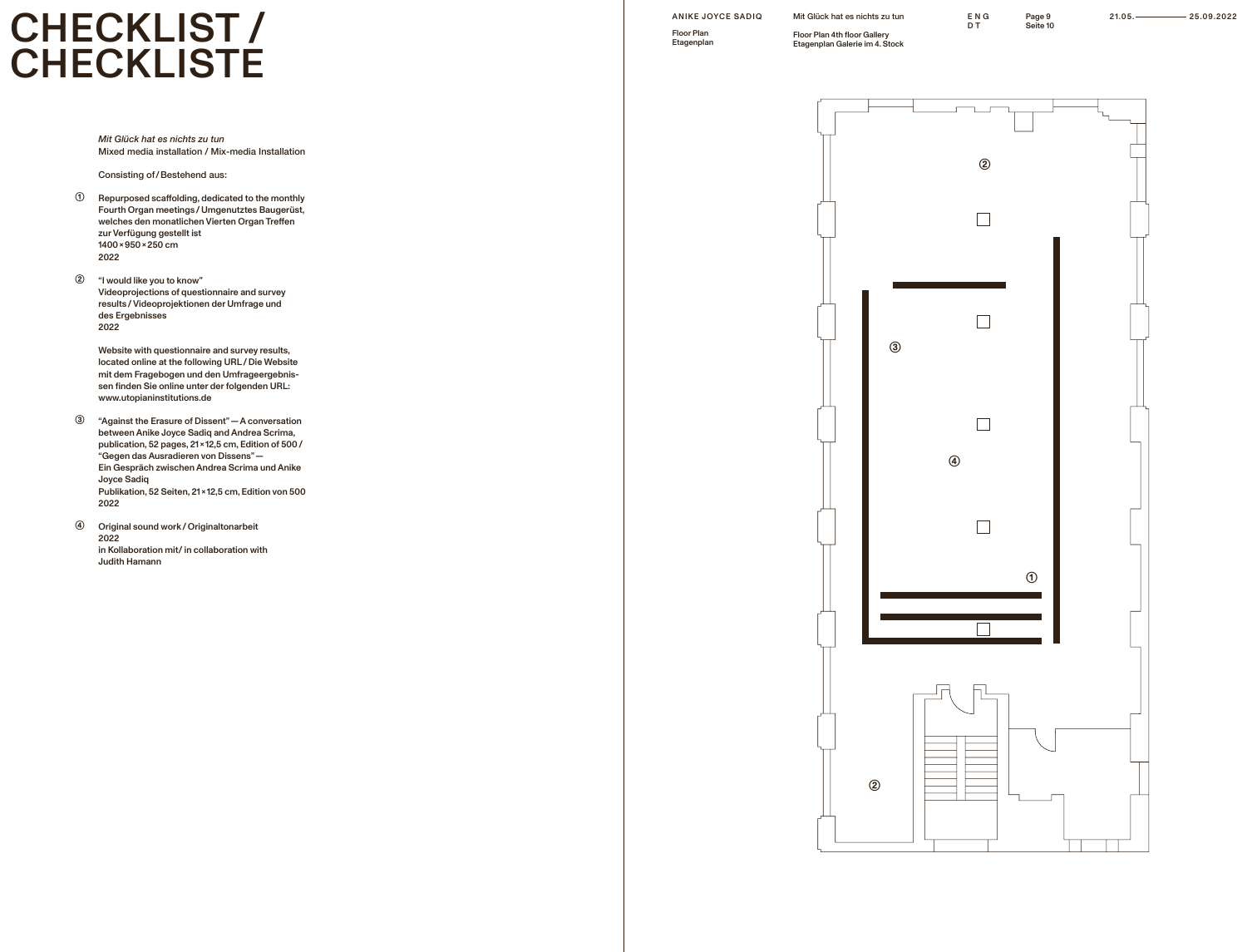# CHECKLIST / CHECKLISTE

*Mit Glück hat es nichts zu tun*
Mixed media installation / Mix-media Installation

Consisting of / Bestehend aus:

① Repurposed scaffolding, dedicated to the monthly Fourth Organ meetings / Umgenutztes Baugerüst, welches den monatlichen Vierten Organ Treffen zur Verfügung gestellt ist
1400 × 950 × 250 cm
2022

② "I would like you to know"
Videoprojections of questionnaire and survey results / Videoprojektionen der Umfrage und des Ergebnisses
2022

Website with questionnaire and survey results, located online at the following URL / Die Website mit dem Fragebogen und den Umfrageergebnissen finden Sie online unter der folgenden URL:
www.utopianinstitutions.de

③ "Against the Erasure of Dissent" — A conversation between Anike Joyce Sadiq and Andrea Scrima, publication, 52 pages, 21 × 12,5 cm, Edition of 500 / "Gegen das Ausradieren von Dissens" —
Ein Gespräch zwischen Andrea Scrima und Anike Joyce Sadiq
Publikation, 52 Seiten, 21 × 12,5 cm, Edition von 500
2022

④ Original sound work / Originaltonarbeit
2022
in Kollaboration mit/ in collaboration with
Judith Hamann

Floor Plan
Etagenplan

Floor Plan 4th floor Gallery
Etagenplan Galerie im 4. Stock

②

③

④

①

②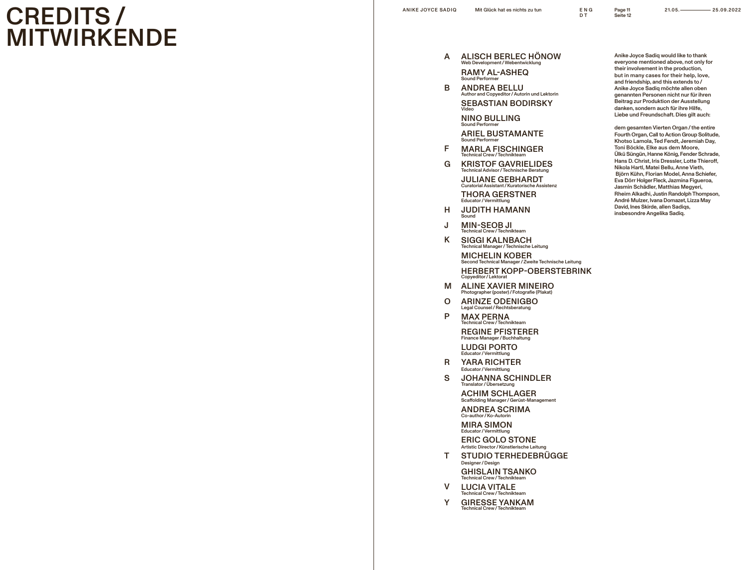# CREDITS / MITWIRKENDE

**A**

**ALISCH BERLEC HÖNOW**
Web Development / Webentwicklung

**RAMY AL-ASHEQ**
Sound Performer

**B**

**ANDREA BELLU**
Author and Copyeditor / Autorin und Lektorin

**SEBASTIAN BODIRSKY**
Video

**NINO BULLING**
Sound Performer

**ARIEL BUSTAMANTE**
Sound Performer

**F**

**MARLA FISCHINGER**
Technical Crew / Technikteam

**G**

**KRISTOF GAVRIELIDES**
Technical Advisor / Technische Beratung

**JULIANE GEBHARDT**
Curatorial Assistant / Kuratorische Assistenz

**THORA GERSTNER**
Educator / Vermittlung

**H**

**JUDITH HAMANN**
Sound

**J**

**MIN-SEOB JI**
Technical Crew / Technikteam

**K**

**SIGGI KALNBACH**
Technical Manager / Technische Leitung

**MICHELIN KOBER**
Second Technical Manager / Zweite Technische Leitung

**HERBERT KOPP-OBERSTEBRINK**
Copyeditor / Lektorat

**M**

**ALINE XAVIER MINEIRO**
Photographer (poster) / Fotografie (Plakat)

**O**

**ARINZE ODENIGBO**
Legal Counsel / Rechtsberatung

**P**

**MAX PERNA**
Technical Crew / Technikteam

**REGINE PFISTERER**
Finance Manager / Buchhaltung

**LUDGI PORTO**
Educator / Vermittlung

**R**

**YARA RICHTER**
Educator / Vermittlung

**S**

**JOHANNA SCHINDLER**
Translator / Übersetzung

**ACHIM SCHLAGER**
Scaffolding Manager / Gerüst-Management

**ANDREA SCRIMA**
Co-author / Ko-Autorin

**MIRA SIMON**
Educator / Vermittlung

**ERIC GOLO STONE**
Artistic Director / Künstlerische Leitung

**T**

**STUDIO TERHEDEBRÜGGE**
Designer / Design

**GHISLAIN TSANKO**
Technical Crew / Technikteam

**V**

**LUCIA VITALE**
Technical Crew / Technikteam

**Y**

**GIRESSE YANKAM**
Technical Crew / Technikteam

Anike Joyce Sadiq would like to thank everyone mentioned above, not only for their involvement in the production, but in many cases for their help, love, and friendship, and this extends to / Anike Joyce Sadiq möchte allen oben genannten Personen nicht nur für ihren Beitrag zur Produktion der Ausstellung danken, sondern auch für ihre Hilfe, Liebe und Freundschaft. Dies gilt auch:

dem gesamten Vierten Organ / the entire Fourth Organ, Call to Action Group Solitude, Khotso Lamola, Ted Fendt, Jeremiah Day, Toni Böckle, Elke aus dem Moore, Ülkü Süngün, Hanne König, Fender Schrade, Hans D. Christ, Iris Dressler, Lotte Thieroff, Nikola Hartl, Matei Bellu, Anne Vieth, Björn Kühn, Florian Model, Anna Schiefer, Eva Dörr Holger Fleck, Jazmina Figueroa, Jasmin Schädler, Matthias Megyeri, Rheim Alkadhi, Justin Randolph Thompson, André Mulzer, Ivana Domazet, Lizza May David, Ines Skirde, allen Sadiqs, insbesondre Angelika Sadiq.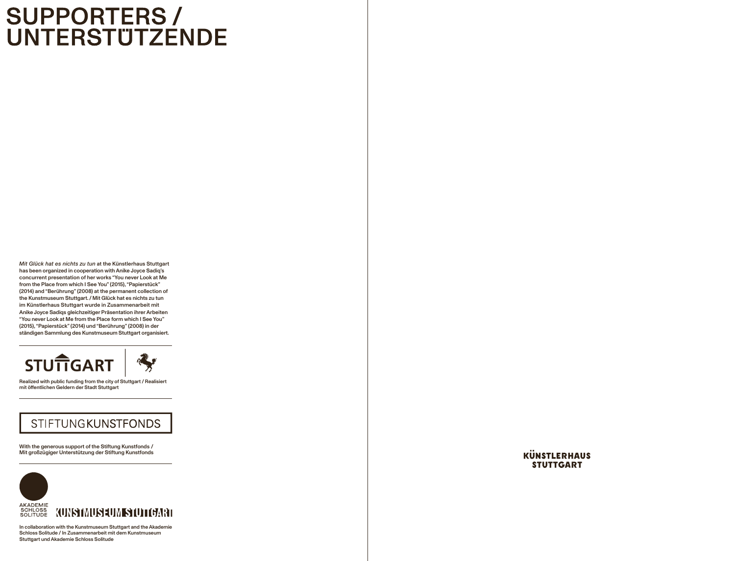# SUPPORTERS / UNTERSTÜTZENDE

*Mit Glück hat es nichts zu tun* at the Künstlerhaus Stuttgart has been organized in cooperation with Anike Joyce Sadiq's concurrent presentation of her works "You never Look at Me from the Place from which I See You" (2015), "Papierstück" (2014) and "Berührung" (2008) at the permanent collection of the Kunstmuseum Stuttgart. / Mit Glück hat es nichts zu tun im Künstlerhaus Stuttgart wurde in Zusammenarbeit mit Anike Joyce Sadiqs gleichzeitiger Präsentation ihrer Arbeiten "You never Look at Me from the Place form which I See You" (2015), "Papierstück" (2014) und "Berührung" (2008) in der ständigen Sammlung des Kunstmuseum Stuttgart organisiert.

STUTTGART

Realized with public funding from the city of Stuttgart / Realisiert mit öffentlichen Geldern der Stadt Stuttgart

STIFTUNG KUNSTFONDS

With the generous support of the Stiftung Kunstfonds / Mit großzügiger Unterstützung der Stiftung Kunstfonds

AKADEMIE SCHLOSS SOLITUDE

KUNSTMUSEUM STUTTGART

In collaboration with the Kunstmuseum Stuttgart and the Akademie Schloss Solitude / In Zusammenarbeit mit dem Kunstmuseum Stuttgart und Akademie Schloss Solitude

KÜNSTLERHAUS STUTTGART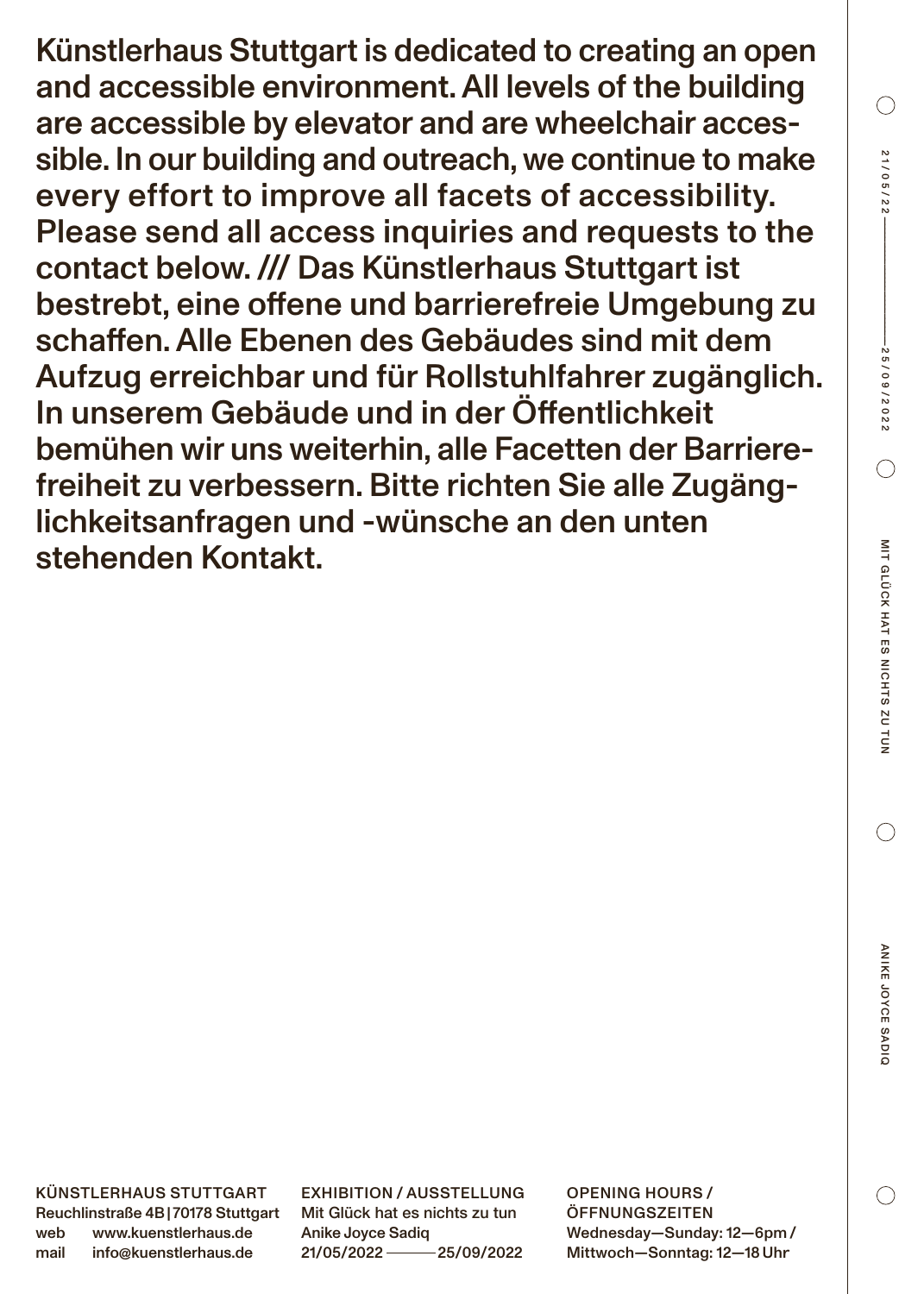**Künstlerhaus Stuttgart is dedicated to creating an open and accessible environment. All levels of the building are accessible by elevator and are wheelchair accessible. In our building and outreach, we continue to make every effort to improve all facets of accessibility. Please send all access inquiries and requests to the contact below. /// Das Künstlerhaus Stuttgart ist bestrebt, eine offene und barrierefreie Umgebung zu schaffen. Alle Ebenen des Gebäudes sind mit dem Aufzug erreichbar und für Rollstuhlfahrer zugänglich. In unserem Gebäude und in der Öffentlichkeit bemühen wir uns weiterhin, alle Facetten der Barrierefreiheit zu verbessern. Bitte richten Sie alle Zugänglichkeitsanfragen und -wünsche an den unten stehenden Kontakt.**

KÜNSTLERHAUS STUTTGART
Reuchlinstraße 4B | 70178 Stuttgart
web www.kuenstlerhaus.de
mail info@kuenstlerhaus.de

EXHIBITION / AUSSTELLUNG
Mit Glück hat es nichts zu tun
Anike Joyce Sadiq
21/05/2022 ——— 25/09/2022

OPENING HOURS / ÖFFNUNGSZEITEN
Wednesday—Sunday: 12—6pm /
Mittwoch—Sonntag: 12—18 Uhr